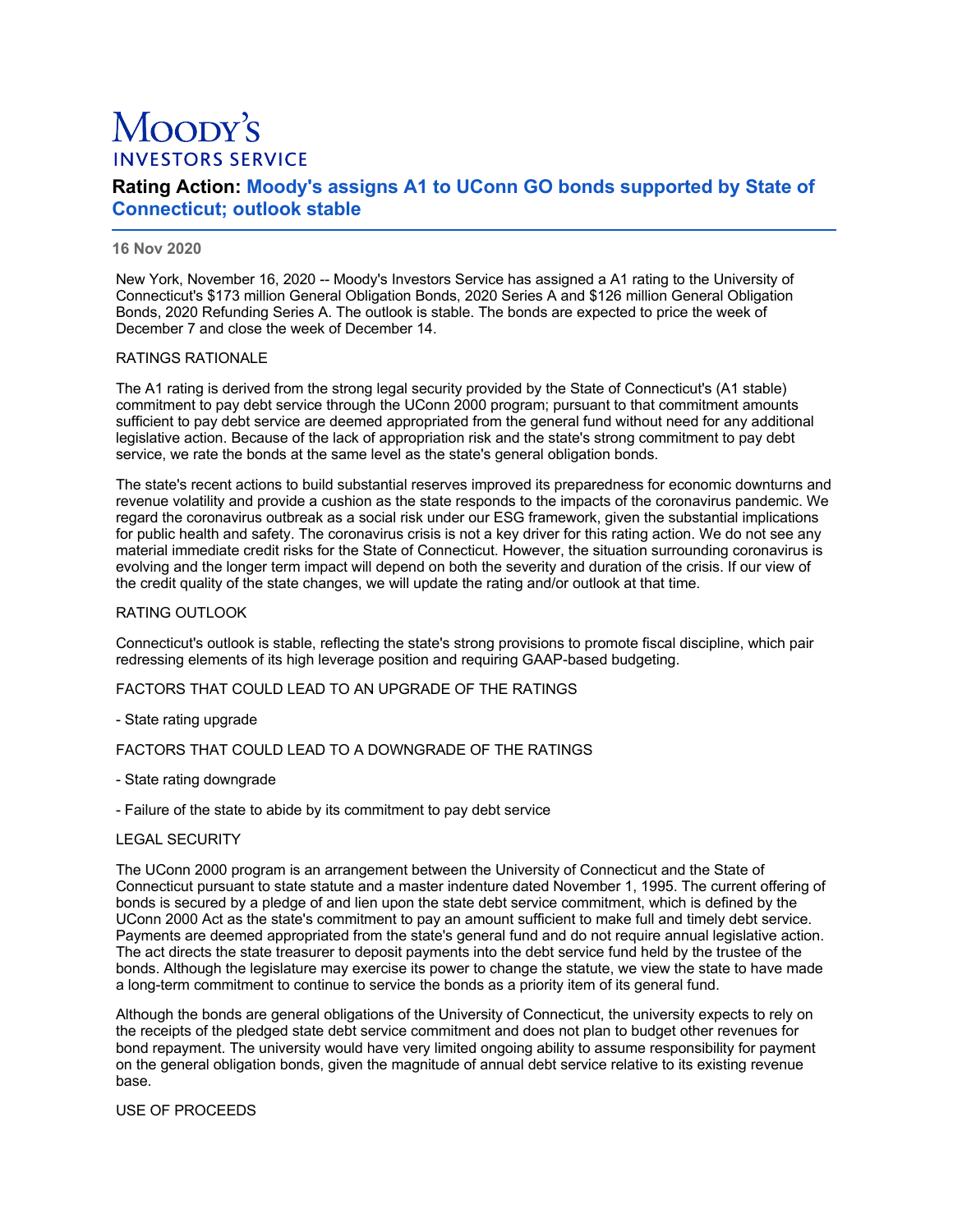# Moody's INVESTORS SERVICE

## Rating Action: Moody's assigns A1 to UConn GO bonds supported by State of Connecticut; outlook stable

**16 Nov 2020**

New York, November 16, 2020 -- Moody's Investors Service has assigned a A1 rating to the University of Connecticut's $173 million General Obligation Bonds, 2020 Series A and $126 million General Obligation Bonds, 2020 Refunding Series A. The outlook is stable. The bonds are expected to price the week of December 7 and close the week of December 14.

RATINGS RATIONALE

The A1 rating is derived from the strong legal security provided by the State of Connecticut's (A1 stable) commitment to pay debt service through the UConn 2000 program; pursuant to that commitment amounts sufficient to pay debt service are deemed appropriated from the general fund without need for any additional legislative action. Because of the lack of appropriation risk and the state's strong commitment to pay debt service, we rate the bonds at the same level as the state's general obligation bonds.

The state's recent actions to build substantial reserves improved its preparedness for economic downturns and revenue volatility and provide a cushion as the state responds to the impacts of the coronavirus pandemic. We regard the coronavirus outbreak as a social risk under our ESG framework, given the substantial implications for public health and safety. The coronavirus crisis is not a key driver for this rating action. We do not see any material immediate credit risks for the State of Connecticut. However, the situation surrounding coronavirus is evolving and the longer term impact will depend on both the severity and duration of the crisis. If our view of the credit quality of the state changes, we will update the rating and/or outlook at that time.

RATING OUTLOOK

Connecticut's outlook is stable, reflecting the state's strong provisions to promote fiscal discipline, which pair redressing elements of its high leverage position and requiring GAAP-based budgeting.

FACTORS THAT COULD LEAD TO AN UPGRADE OF THE RATINGS

- State rating upgrade

FACTORS THAT COULD LEAD TO A DOWNGRADE OF THE RATINGS

- State rating downgrade

- Failure of the state to abide by its commitment to pay debt service

LEGAL SECURITY

The UConn 2000 program is an arrangement between the University of Connecticut and the State of Connecticut pursuant to state statute and a master indenture dated November 1, 1995. The current offering of bonds is secured by a pledge of and lien upon the state debt service commitment, which is defined by the UConn 2000 Act as the state's commitment to pay an amount sufficient to make full and timely debt service. Payments are deemed appropriated from the state's general fund and do not require annual legislative action. The act directs the state treasurer to deposit payments into the debt service fund held by the trustee of the bonds. Although the legislature may exercise its power to change the statute, we view the state to have made a long-term commitment to continue to service the bonds as a priority item of its general fund.

Although the bonds are general obligations of the University of Connecticut, the university expects to rely on the receipts of the pledged state debt service commitment and does not plan to budget other revenues for bond repayment. The university would have very limited ongoing ability to assume responsibility for payment on the general obligation bonds, given the magnitude of annual debt service relative to its existing revenue base.

USE OF PROCEEDS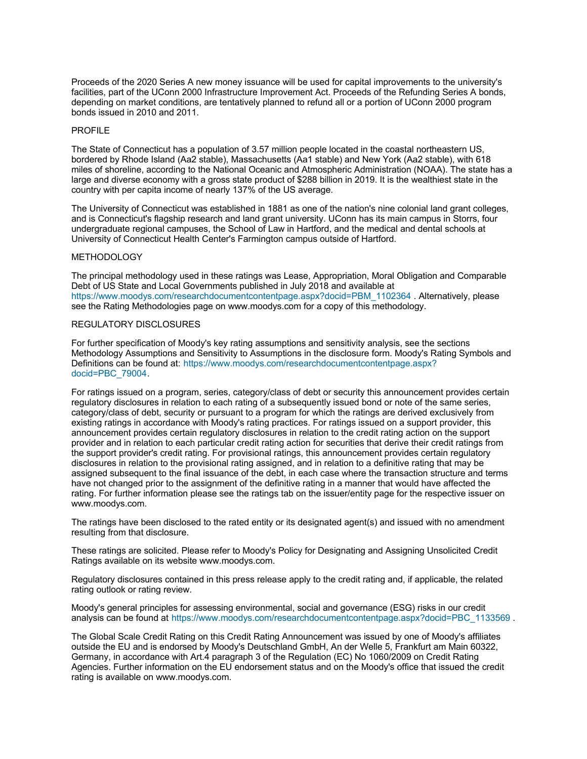Proceeds of the 2020 Series A new money issuance will be used for capital improvements to the university's facilities, part of the UConn 2000 Infrastructure Improvement Act. Proceeds of the Refunding Series A bonds, depending on market conditions, are tentatively planned to refund all or a portion of UConn 2000 program bonds issued in 2010 and 2011.

## PROFILE

The State of Connecticut has a population of 3.57 million people located in the coastal northeastern US, bordered by Rhode Island (Aa2 stable), Massachusetts (Aa1 stable) and New York (Aa2 stable), with 618 miles of shoreline, according to the National Oceanic and Atmospheric Administration (NOAA). The state has a large and diverse economy with a gross state product of $288 billion in 2019. It is the wealthiest state in the country with per capita income of nearly 137% of the US average.

The University of Connecticut was established in 1881 as one of the nation's nine colonial land grant colleges, and is Connecticut's flagship research and land grant university. UConn has its main campus in Storrs, four undergraduate regional campuses, the School of Law in Hartford, and the medical and dental schools at University of Connecticut Health Center's Farmington campus outside of Hartford.

## METHODOLOGY

The principal methodology used in these ratings was Lease, Appropriation, Moral Obligation and Comparable Debt of US State and Local Governments published in July 2018 and available at https://www.moodys.com/researchdocumentcontentpage.aspx?docid=PBM_1102364 . Alternatively, please see the Rating Methodologies page on www.moodys.com for a copy of this methodology.

## REGULATORY DISCLOSURES

For further specification of Moody's key rating assumptions and sensitivity analysis, see the sections Methodology Assumptions and Sensitivity to Assumptions in the disclosure form. Moody's Rating Symbols and Definitions can be found at: https://www.moodys.com/researchdocumentcontentpage.aspx?docid=PBC_79004.

For ratings issued on a program, series, category/class of debt or security this announcement provides certain regulatory disclosures in relation to each rating of a subsequently issued bond or note of the same series, category/class of debt, security or pursuant to a program for which the ratings are derived exclusively from existing ratings in accordance with Moody's rating practices. For ratings issued on a support provider, this announcement provides certain regulatory disclosures in relation to the credit rating action on the support provider and in relation to each particular credit rating action for securities that derive their credit ratings from the support provider's credit rating. For provisional ratings, this announcement provides certain regulatory disclosures in relation to the provisional rating assigned, and in relation to a definitive rating that may be assigned subsequent to the final issuance of the debt, in each case where the transaction structure and terms have not changed prior to the assignment of the definitive rating in a manner that would have affected the rating. For further information please see the ratings tab on the issuer/entity page for the respective issuer on www.moodys.com.

The ratings have been disclosed to the rated entity or its designated agent(s) and issued with no amendment resulting from that disclosure.

These ratings are solicited. Please refer to Moody's Policy for Designating and Assigning Unsolicited Credit Ratings available on its website www.moodys.com.

Regulatory disclosures contained in this press release apply to the credit rating and, if applicable, the related rating outlook or rating review.

Moody's general principles for assessing environmental, social and governance (ESG) risks in our credit analysis can be found at https://www.moodys.com/researchdocumentcontentpage.aspx?docid=PBC_1133569 .

The Global Scale Credit Rating on this Credit Rating Announcement was issued by one of Moody's affiliates outside the EU and is endorsed by Moody's Deutschland GmbH, An der Welle 5, Frankfurt am Main 60322, Germany, in accordance with Art.4 paragraph 3 of the Regulation (EC) No 1060/2009 on Credit Rating Agencies. Further information on the EU endorsement status and on the Moody's office that issued the credit rating is available on www.moodys.com.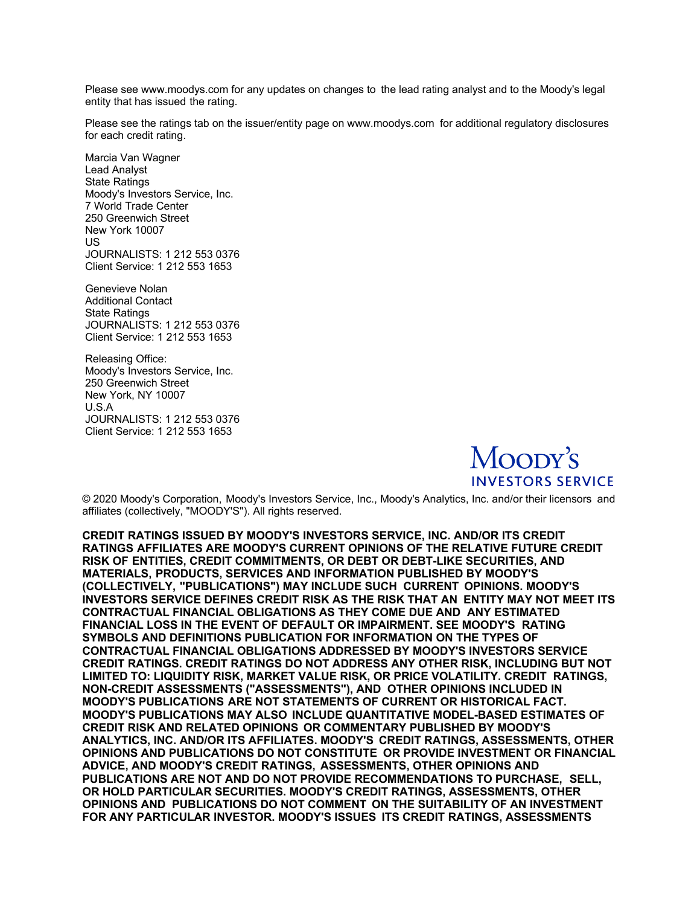Please see www.moodys.com for any updates on changes to the lead rating analyst and to the Moody's legal entity that has issued the rating.

Please see the ratings tab on the issuer/entity page on www.moodys.com for additional regulatory disclosures for each credit rating.

Marcia Van Wagner
Lead Analyst
State Ratings
Moody's Investors Service, Inc.
7 World Trade Center
250 Greenwich Street
New York 10007
US
JOURNALISTS: 1 212 553 0376
Client Service: 1 212 553 1653

Genevieve Nolan
Additional Contact
State Ratings
JOURNALISTS: 1 212 553 0376
Client Service: 1 212 553 1653

Releasing Office:
Moody's Investors Service, Inc.
250 Greenwich Street
New York, NY 10007
U.S.A
JOURNALISTS: 1 212 553 0376
Client Service: 1 212 553 1653

MOODY'S INVESTORS SERVICE

© 2020 Moody's Corporation, Moody's Investors Service, Inc., Moody's Analytics, Inc. and/or their licensors and affiliates (collectively, "MOODY'S"). All rights reserved.

**CREDIT RATINGS ISSUED BY MOODY'S INVESTORS SERVICE, INC. AND/OR ITS CREDIT RATINGS AFFILIATES ARE MOODY'S CURRENT OPINIONS OF THE RELATIVE FUTURE CREDIT RISK OF ENTITIES, CREDIT COMMITMENTS, OR DEBT OR DEBT-LIKE SECURITIES, AND MATERIALS, PRODUCTS, SERVICES AND INFORMATION PUBLISHED BY MOODY'S (COLLECTIVELY, "PUBLICATIONS") MAY INCLUDE SUCH CURRENT OPINIONS. MOODY'S INVESTORS SERVICE DEFINES CREDIT RISK AS THE RISK THAT AN ENTITY MAY NOT MEET ITS CONTRACTUAL FINANCIAL OBLIGATIONS AS THEY COME DUE AND ANY ESTIMATED FINANCIAL LOSS IN THE EVENT OF DEFAULT OR IMPAIRMENT. SEE MOODY'S RATING SYMBOLS AND DEFINITIONS PUBLICATION FOR INFORMATION ON THE TYPES OF CONTRACTUAL FINANCIAL OBLIGATIONS ADDRESSED BY MOODY'S INVESTORS SERVICE CREDIT RATINGS. CREDIT RATINGS DO NOT ADDRESS ANY OTHER RISK, INCLUDING BUT NOT LIMITED TO: LIQUIDITY RISK, MARKET VALUE RISK, OR PRICE VOLATILITY. CREDIT RATINGS, NON-CREDIT ASSESSMENTS ("ASSESSMENTS"), AND OTHER OPINIONS INCLUDED IN MOODY'S PUBLICATIONS ARE NOT STATEMENTS OF CURRENT OR HISTORICAL FACT. MOODY'S PUBLICATIONS MAY ALSO INCLUDE QUANTITATIVE MODEL-BASED ESTIMATES OF CREDIT RISK AND RELATED OPINIONS OR COMMENTARY PUBLISHED BY MOODY'S ANALYTICS, INC. AND/OR ITS AFFILIATES. MOODY'S CREDIT RATINGS, ASSESSMENTS, OTHER OPINIONS AND PUBLICATIONS DO NOT CONSTITUTE OR PROVIDE INVESTMENT OR FINANCIAL ADVICE, AND MOODY'S CREDIT RATINGS, ASSESSMENTS, OTHER OPINIONS AND PUBLICATIONS ARE NOT AND DO NOT PROVIDE RECOMMENDATIONS TO PURCHASE, SELL, OR HOLD PARTICULAR SECURITIES. MOODY'S CREDIT RATINGS, ASSESSMENTS, OTHER OPINIONS AND PUBLICATIONS DO NOT COMMENT ON THE SUITABILITY OF AN INVESTMENT FOR ANY PARTICULAR INVESTOR. MOODY'S ISSUES ITS CREDIT RATINGS, ASSESSMENTS**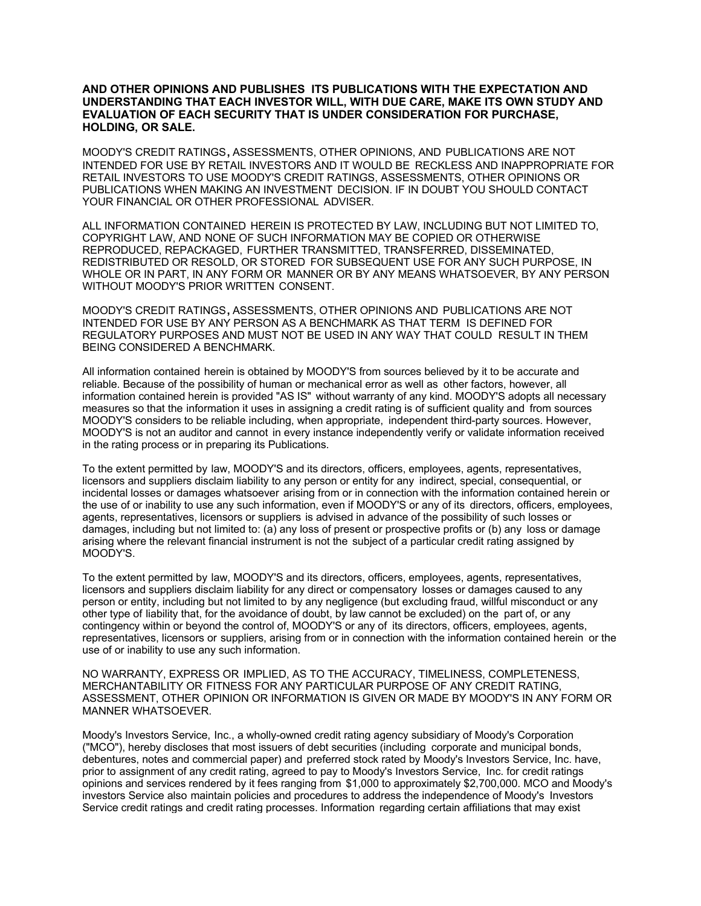**AND OTHER OPINIONS AND PUBLISHES ITS PUBLICATIONS WITH THE EXPECTATION AND UNDERSTANDING THAT EACH INVESTOR WILL, WITH DUE CARE, MAKE ITS OWN STUDY AND EVALUATION OF EACH SECURITY THAT IS UNDER CONSIDERATION FOR PURCHASE, HOLDING, OR SALE.**

MOODY'S CREDIT RATINGS, ASSESSMENTS, OTHER OPINIONS, AND PUBLICATIONS ARE NOT INTENDED FOR USE BY RETAIL INVESTORS AND IT WOULD BE RECKLESS AND INAPPROPRIATE FOR RETAIL INVESTORS TO USE MOODY'S CREDIT RATINGS, ASSESSMENTS, OTHER OPINIONS OR PUBLICATIONS WHEN MAKING AN INVESTMENT DECISION. IF IN DOUBT YOU SHOULD CONTACT YOUR FINANCIAL OR OTHER PROFESSIONAL ADVISER.

ALL INFORMATION CONTAINED HEREIN IS PROTECTED BY LAW, INCLUDING BUT NOT LIMITED TO, COPYRIGHT LAW, AND NONE OF SUCH INFORMATION MAY BE COPIED OR OTHERWISE REPRODUCED, REPACKAGED, FURTHER TRANSMITTED, TRANSFERRED, DISSEMINATED, REDISTRIBUTED OR RESOLD, OR STORED FOR SUBSEQUENT USE FOR ANY SUCH PURPOSE, IN WHOLE OR IN PART, IN ANY FORM OR MANNER OR BY ANY MEANS WHATSOEVER, BY ANY PERSON WITHOUT MOODY'S PRIOR WRITTEN CONSENT.

MOODY'S CREDIT RATINGS, ASSESSMENTS, OTHER OPINIONS AND PUBLICATIONS ARE NOT INTENDED FOR USE BY ANY PERSON AS A BENCHMARK AS THAT TERM IS DEFINED FOR REGULATORY PURPOSES AND MUST NOT BE USED IN ANY WAY THAT COULD RESULT IN THEM BEING CONSIDERED A BENCHMARK.

All information contained herein is obtained by MOODY'S from sources believed by it to be accurate and reliable. Because of the possibility of human or mechanical error as well as other factors, however, all information contained herein is provided "AS IS" without warranty of any kind. MOODY'S adopts all necessary measures so that the information it uses in assigning a credit rating is of sufficient quality and from sources MOODY'S considers to be reliable including, when appropriate, independent third-party sources. However, MOODY'S is not an auditor and cannot in every instance independently verify or validate information received in the rating process or in preparing its Publications.

To the extent permitted by law, MOODY'S and its directors, officers, employees, agents, representatives, licensors and suppliers disclaim liability to any person or entity for any indirect, special, consequential, or incidental losses or damages whatsoever arising from or in connection with the information contained herein or the use of or inability to use any such information, even if MOODY'S or any of its directors, officers, employees, agents, representatives, licensors or suppliers is advised in advance of the possibility of such losses or damages, including but not limited to: (a) any loss of present or prospective profits or (b) any loss or damage arising where the relevant financial instrument is not the subject of a particular credit rating assigned by MOODY'S.

To the extent permitted by law, MOODY'S and its directors, officers, employees, agents, representatives, licensors and suppliers disclaim liability for any direct or compensatory losses or damages caused to any person or entity, including but not limited to by any negligence (but excluding fraud, willful misconduct or any other type of liability that, for the avoidance of doubt, by law cannot be excluded) on the part of, or any contingency within or beyond the control of, MOODY'S or any of its directors, officers, employees, agents, representatives, licensors or suppliers, arising from or in connection with the information contained herein or the use of or inability to use any such information.

NO WARRANTY, EXPRESS OR IMPLIED, AS TO THE ACCURACY, TIMELINESS, COMPLETENESS, MERCHANTABILITY OR FITNESS FOR ANY PARTICULAR PURPOSE OF ANY CREDIT RATING, ASSESSMENT, OTHER OPINION OR INFORMATION IS GIVEN OR MADE BY MOODY'S IN ANY FORM OR MANNER WHATSOEVER.

Moody's Investors Service, Inc., a wholly-owned credit rating agency subsidiary of Moody's Corporation ("MCO"), hereby discloses that most issuers of debt securities (including corporate and municipal bonds, debentures, notes and commercial paper) and preferred stock rated by Moody's Investors Service, Inc. have, prior to assignment of any credit rating, agreed to pay to Moody's Investors Service, Inc. for credit ratings opinions and services rendered by it fees ranging from $1,000 to approximately $2,700,000. MCO and Moody's investors Service also maintain policies and procedures to address the independence of Moody's Investors Service credit ratings and credit rating processes. Information regarding certain affiliations that may exist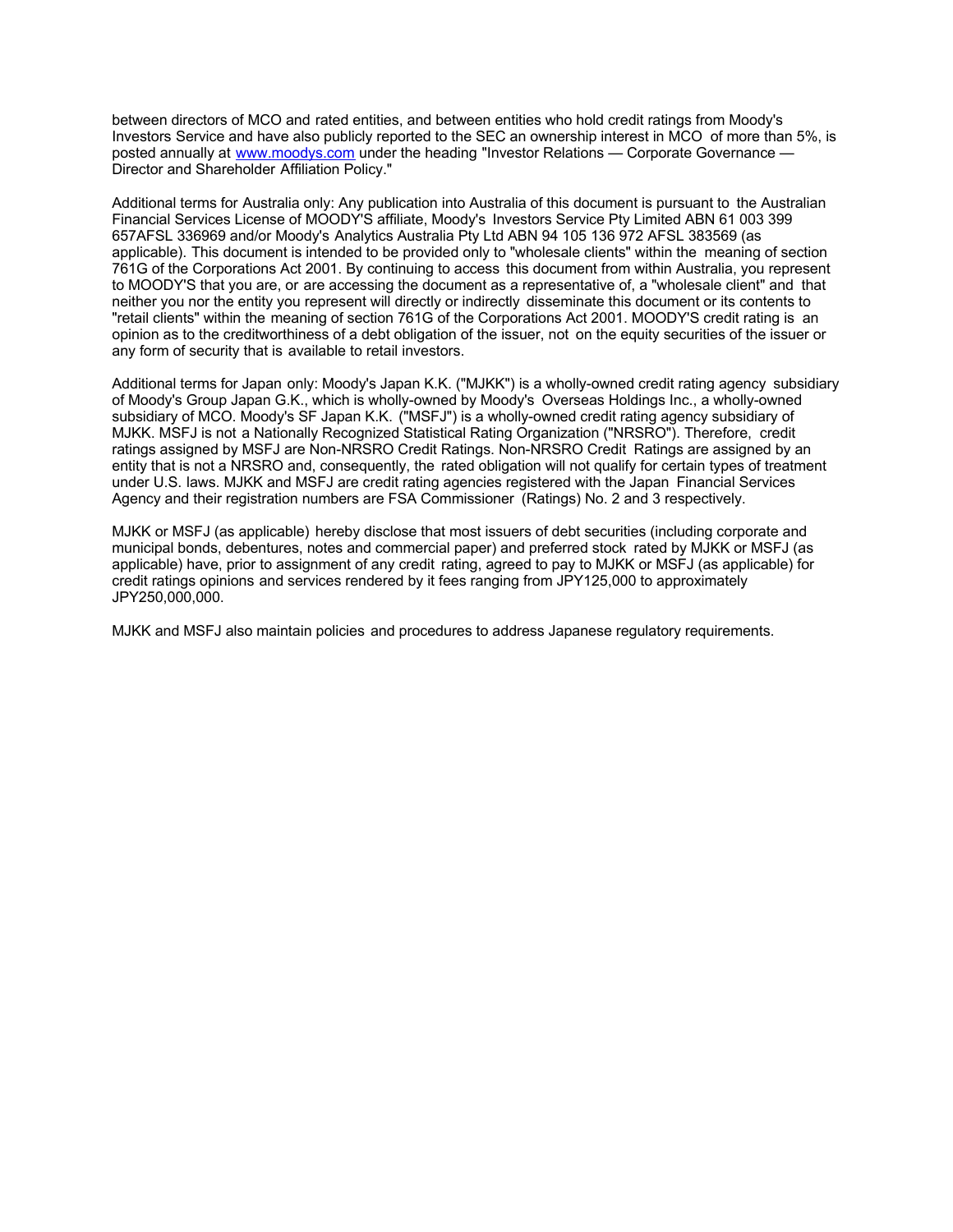between directors of MCO and rated entities, and between entities who hold credit ratings from Moody's Investors Service and have also publicly reported to the SEC an ownership interest in MCO of more than 5%, is posted annually at www.moodys.com under the heading "Investor Relations — Corporate Governance — Director and Shareholder Affiliation Policy."

Additional terms for Australia only: Any publication into Australia of this document is pursuant to the Australian Financial Services License of MOODY'S affiliate, Moody's Investors Service Pty Limited ABN 61 003 399 657AFSL 336969 and/or Moody's Analytics Australia Pty Ltd ABN 94 105 136 972 AFSL 383569 (as applicable). This document is intended to be provided only to "wholesale clients" within the meaning of section 761G of the Corporations Act 2001. By continuing to access this document from within Australia, you represent to MOODY'S that you are, or are accessing the document as a representative of, a "wholesale client" and that neither you nor the entity you represent will directly or indirectly disseminate this document or its contents to "retail clients" within the meaning of section 761G of the Corporations Act 2001. MOODY'S credit rating is an opinion as to the creditworthiness of a debt obligation of the issuer, not on the equity securities of the issuer or any form of security that is available to retail investors.

Additional terms for Japan only: Moody's Japan K.K. ("MJKK") is a wholly-owned credit rating agency subsidiary of Moody's Group Japan G.K., which is wholly-owned by Moody's Overseas Holdings Inc., a wholly-owned subsidiary of MCO. Moody's SF Japan K.K. ("MSFJ") is a wholly-owned credit rating agency subsidiary of MJKK. MSFJ is not a Nationally Recognized Statistical Rating Organization ("NRSRO"). Therefore, credit ratings assigned by MSFJ are Non-NRSRO Credit Ratings. Non-NRSRO Credit Ratings are assigned by an entity that is not a NRSRO and, consequently, the rated obligation will not qualify for certain types of treatment under U.S. laws. MJKK and MSFJ are credit rating agencies registered with the Japan Financial Services Agency and their registration numbers are FSA Commissioner (Ratings) No. 2 and 3 respectively.

MJKK or MSFJ (as applicable) hereby disclose that most issuers of debt securities (including corporate and municipal bonds, debentures, notes and commercial paper) and preferred stock rated by MJKK or MSFJ (as applicable) have, prior to assignment of any credit rating, agreed to pay to MJKK or MSFJ (as applicable) for credit ratings opinions and services rendered by it fees ranging from JPY125,000 to approximately JPY250,000,000.

MJKK and MSFJ also maintain policies and procedures to address Japanese regulatory requirements.